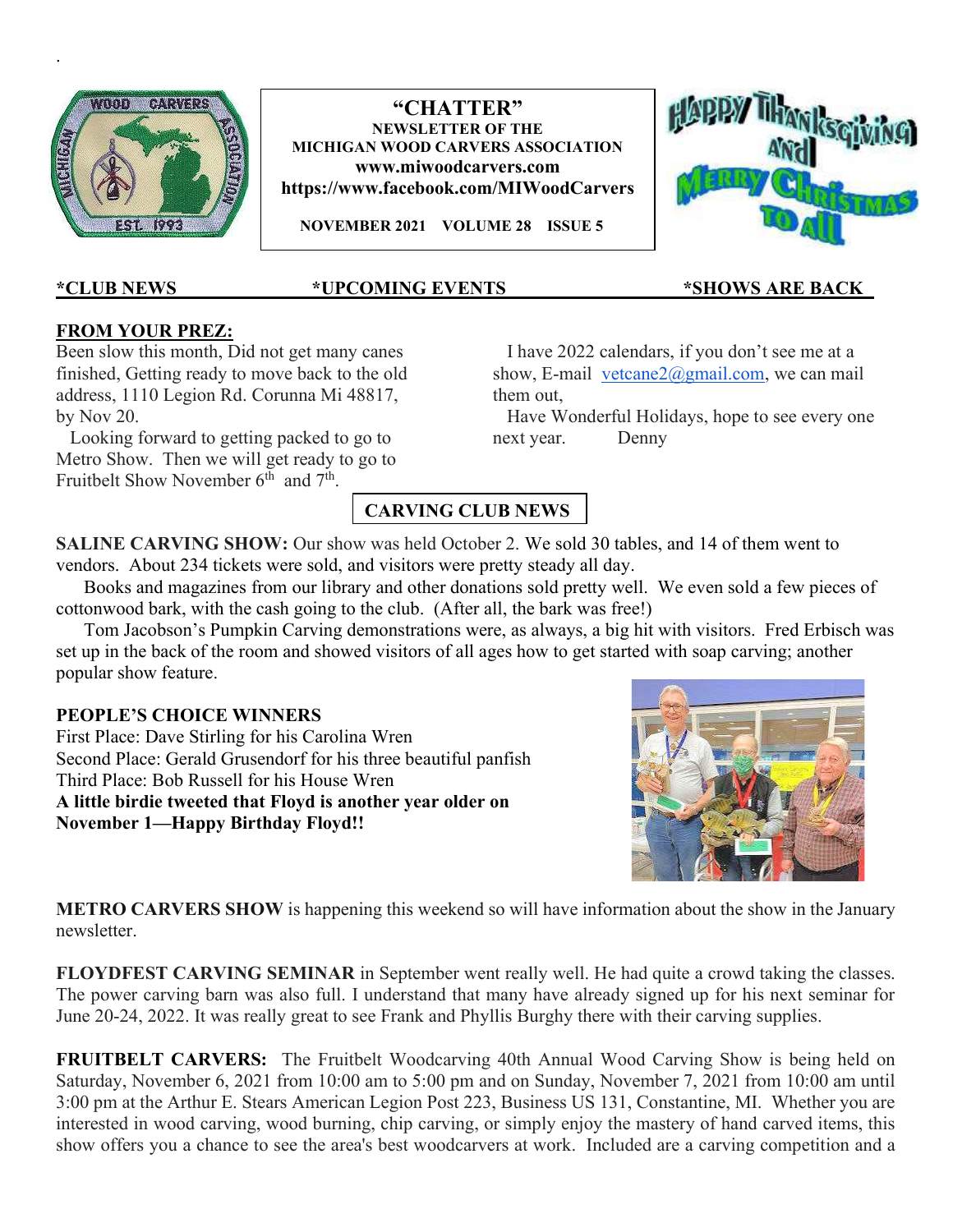.

# "CHATTER"

**NEWSLETTER OF THE MICHIGAN WOOD CARVERS ASSOCIATION**
**www.miwoodcarvers.com**
**https://www.facebook.com/MIWoodCarvers**

**NOVEMBER 2021 VOLUME 28 ISSUE 5**

**\*CLUB NEWS \*UPCOMING EVENTS \*SHOWS ARE BACK**

## FROM YOUR PREZ:

Been slow this month, Did not get many canes finished, Getting ready to move back to the old address, 1110 Legion Rd. Corunna Mi 48817, by Nov 20.

Looking forward to getting packed to go to Metro Show. Then we will get ready to go to Fruitbelt Show November 6th and 7th.

I have 2022 calendars, if you don't see me at a show, E-mail vetcane2@gmail.com, we can mail them out,

Have Wonderful Holidays, hope to see every one next year. Denny

## CARVING CLUB NEWS

**SALINE CARVING SHOW:** Our show was held October 2. We sold 30 tables, and 14 of them went to vendors. About 234 tickets were sold, and visitors were pretty steady all day.

Books and magazines from our library and other donations sold pretty well. We even sold a few pieces of cottonwood bark, with the cash going to the club. (After all, the bark was free!)

Tom Jacobson's Pumpkin Carving demonstrations were, as always, a big hit with visitors. Fred Erbisch was set up in the back of the room and showed visitors of all ages how to get started with soap carving; another popular show feature.

**PEOPLE'S CHOICE WINNERS**

First Place: Dave Stirling for his Carolina Wren
Second Place: Gerald Grusendorf for his three beautiful panfish
Third Place: Bob Russell for his House Wren

**A little birdie tweeted that Floyd is another year older on November 1—Happy Birthday Floyd!!**

**METRO CARVERS SHOW** is happening this weekend so will have information about the show in the January newsletter.

**FLOYDFEST CARVING SEMINAR** in September went really well. He had quite a crowd taking the classes. The power carving barn was also full. I understand that many have already signed up for his next seminar for June 20-24, 2022. It was really great to see Frank and Phyllis Burghy there with their carving supplies.

**FRUITBELT CARVERS:** The Fruitbelt Woodcarving 40th Annual Wood Carving Show is being held on Saturday, November 6, 2021 from 10:00 am to 5:00 pm and on Sunday, November 7, 2021 from 10:00 am until 3:00 pm at the Arthur E. Stears American Legion Post 223, Business US 131, Constantine, MI. Whether you are interested in wood carving, wood burning, chip carving, or simply enjoy the mastery of hand carved items, this show offers you a chance to see the area's best woodcarvers at work. Included are a carving competition and a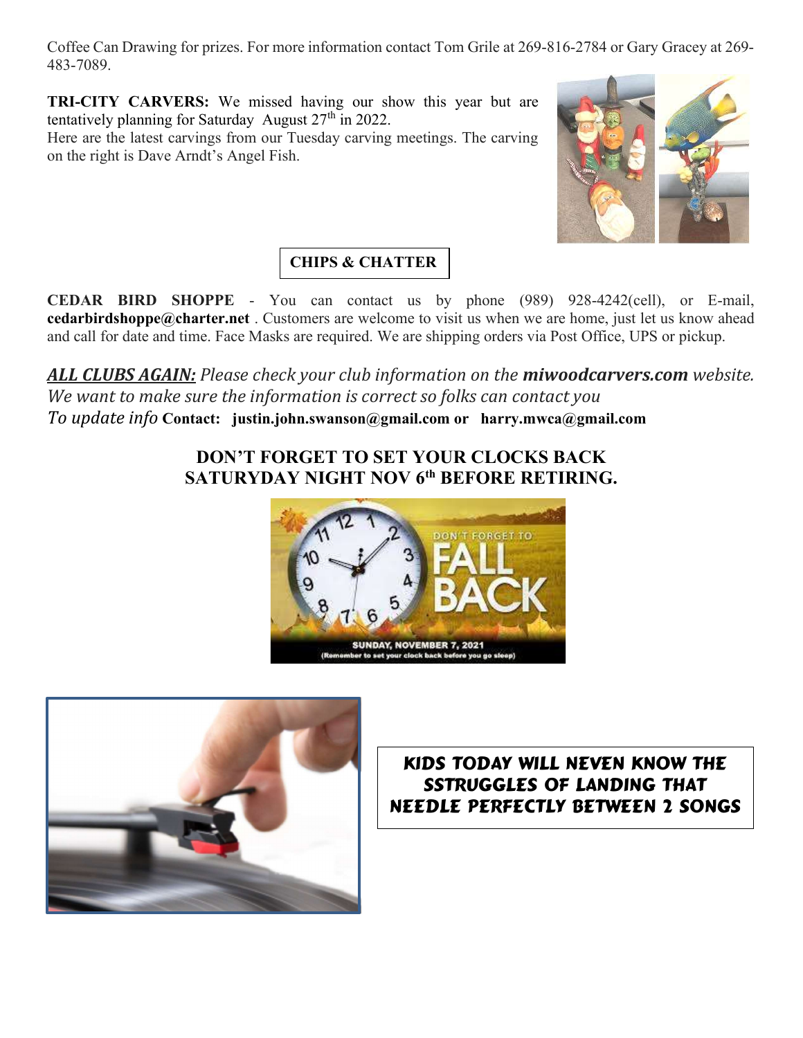Coffee Can Drawing for prizes. For more information contact Tom Grile at 269-816-2784 or Gary Gracey at 269-483-7089.

**TRI-CITY CARVERS:** We missed having our show this year but are tentatively planning for Saturday August 27th in 2022.
Here are the latest carvings from our Tuesday carving meetings. The carving on the right is Dave Arndt's Angel Fish.

**CHIPS & CHATTER**

**CEDAR BIRD SHOPPE** - You can contact us by phone (989) 928-4242(cell), or E-mail, **cedarbirdshoppe@charter.net** . Customers are welcome to visit us when we are home, just let us know ahead and call for date and time. Face Masks are required. We are shipping orders via Post Office, UPS or pickup.

***ALL CLUBS AGAIN:*** *Please check your club information on the* ***miwoodcarvers.com*** *website. We want to make sure the information is correct so folks can contact you*
*To update info* **Contact: justin.john.swanson@gmail.com or harry.mwca@gmail.com**

**DON'T FORGET TO SET YOUR CLOCKS BACK SATURYDAY NIGHT NOV 6th BEFORE RETIRING.**

**KIDS TODAY WILL NEVEN KNOW THE SSTRUGGLES OF LANDING THAT NEEDLE PERFECTLY BETWEEN 2 SONGS**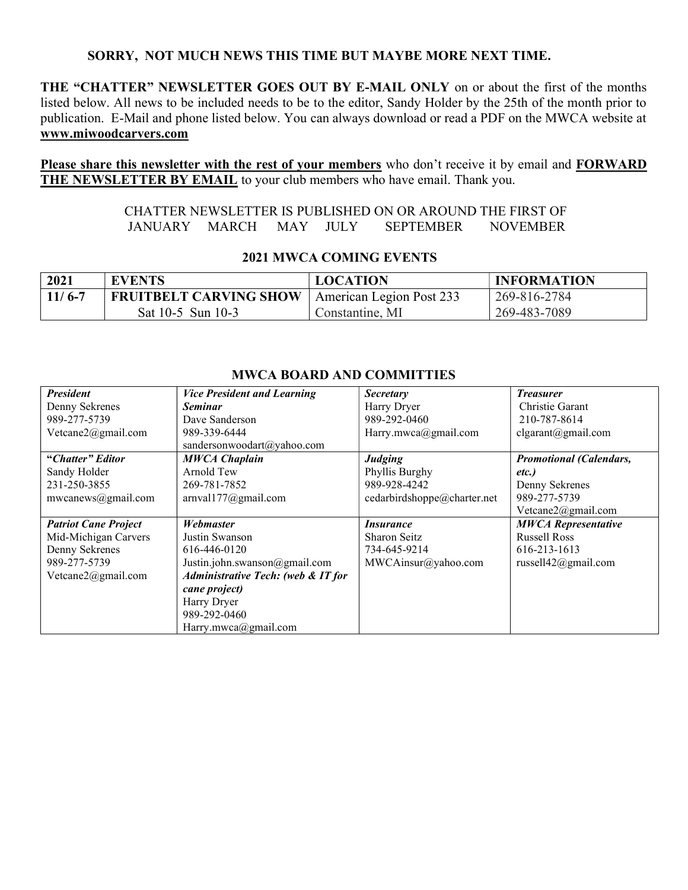**SORRY, NOT MUCH NEWS THIS TIME BUT MAYBE MORE NEXT TIME.**

**THE "CHATTER" NEWSLETTER GOES OUT BY E-MAIL ONLY** on or about the first of the months listed below. All news to be included needs to be to the editor, Sandy Holder by the 25th of the month prior to publication. E-Mail and phone listed below. You can always download or read a PDF on the MWCA website at **www.miwoodcarvers.com**

**Please share this newsletter with the rest of your members** who don't receive it by email and **FORWARD THE NEWSLETTER BY EMAIL** to your club members who have email. Thank you.

CHATTER NEWSLETTER IS PUBLISHED ON OR AROUND THE FIRST OF
JANUARY MARCH MAY JULY SEPTEMBER NOVEMBER

## 2021 MWCA COMING EVENTS

| 2021 | EVENTS | LOCATION | INFORMATION |
|---|---|---|---|
| 11/ 6-7 | **FRUITBELT CARVING SHOW** Sat 10-5 Sun 10-3 | American Legion Post 233 Constantine, MI | 269-816-2784 269-483-7089 |

## MWCA BOARD AND COMMITTIES

| | | | |
|---|---|---|---|
| ***President*** Denny Sekrenes 989-277-5739 Vetcane2@gmail.com | ***Vice President and Learning Seminar*** Dave Sanderson 989-339-6444 sandersonwoodart@yahoo.com | ***Secretary*** Harry Dryer 989-292-0460 Harry.mwca@gmail.com | ***Treasurer*** Christie Garant 210-787-8614 clgarant@gmail.com |
| **"*Chatter" Editor*** Sandy Holder 231-250-3855 mwcanews@gmail.com | ***MWCA Chaplain*** Arnold Tew 269-781-7852 arnval177@gmail.com | ***Judging*** Phyllis Burghy 989-928-4242 cedarbirdshoppe@charter.net | ***Promotional (Calendars, etc.)*** Denny Sekrenes 989-277-5739 Vetcane2@gmail.com |
| ***Patriot Cane Project*** Mid-Michigan Carvers Denny Sekrenes 989-277-5739 Vetcane2@gmail.com | ***Webmaster*** Justin Swanson 616-446-0120 Justin.john.swanson@gmail.com ***Administrative Tech: (web & IT for cane project)*** Harry Dryer 989-292-0460 Harry.mwca@gmail.com | ***Insurance*** Sharon Seitz 734-645-9214 MWCAinsur@yahoo.com | ***MWCA Representative*** Russell Ross 616-213-1613 russell42@gmail.com |